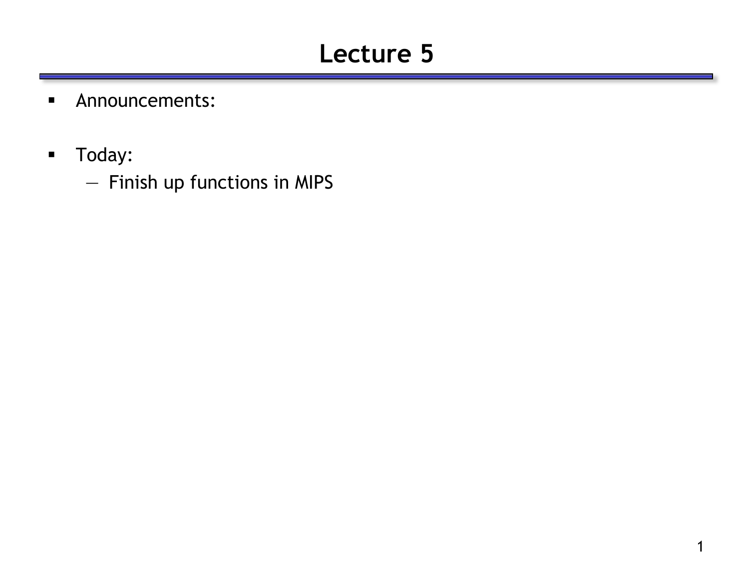# Lecture 5

- Announcements:

- Today:
  - Finish up functions in MIPS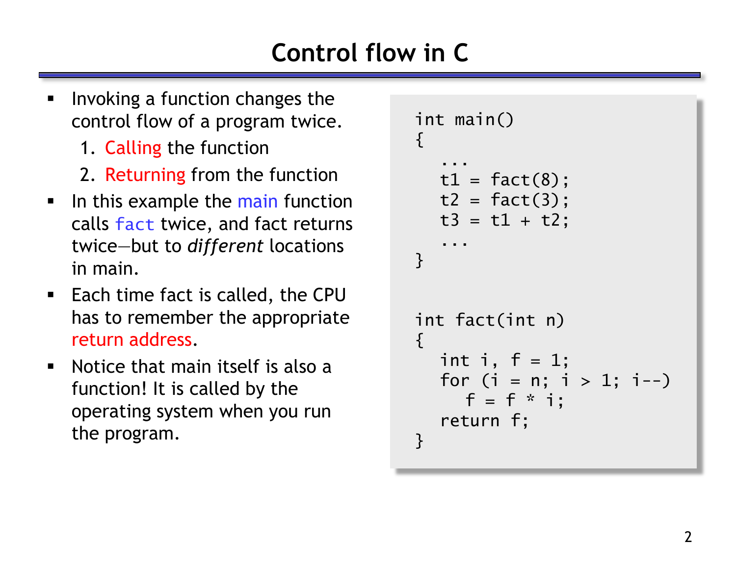# Control flow in C

- Invoking a function changes the control flow of a program twice.
  1. Calling the function
  2. Returning from the function
- In this example the main function calls `fact` twice, and fact returns twice—but to *different* locations in main.
- Each time fact is called, the CPU has to remember the appropriate return address.
- Notice that main itself is also a function! It is called by the operating system when you run the program.

```c
int main()
{
   ...
   t1 = fact(8);
   t2 = fact(3);
   t3 = t1 + t2;
   ...
}


int fact(int n)
{
   int i, f = 1;
   for (i = n; i > 1; i--)
      f = f * i;
   return f;
}
```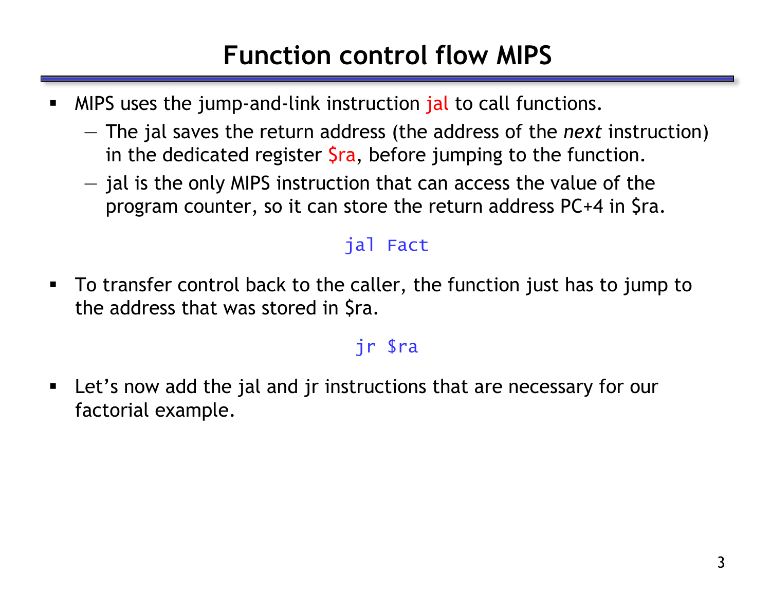# Function control flow MIPS

- MIPS uses the jump-and-link instruction jal to call functions.
  - The jal saves the return address (the address of the *next* instruction) in the dedicated register $ra, before jumping to the function.
  - jal is the only MIPS instruction that can access the value of the program counter, so it can store the return address PC+4 in $ra.

```
jal Fact
```

- To transfer control back to the caller, the function just has to jump to the address that was stored in $ra.

```
jr $ra
```

- Let's now add the jal and jr instructions that are necessary for our factorial example.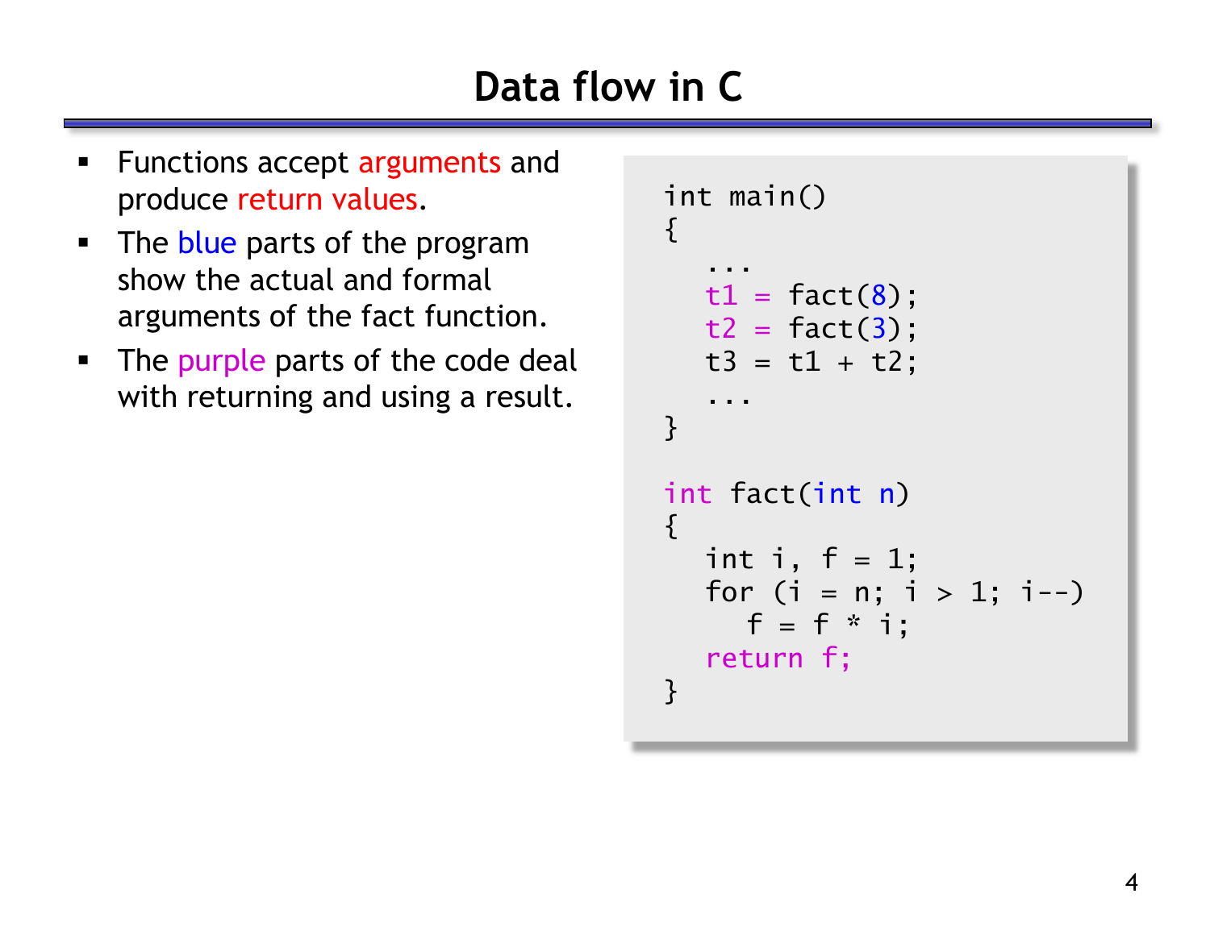# Data flow in C

- Functions accept arguments and produce return values.
- The blue parts of the program show the actual and formal arguments of the fact function.
- The purple parts of the code deal with returning and using a result.

```
int main()
{
   ...
   t1 = fact(8);
   t2 = fact(3);
   t3 = t1 + t2;
   ...
}

int fact(int n)
{
   int i, f = 1;
   for (i = n; i > 1; i--)
      f = f * i;
   return f;
}
```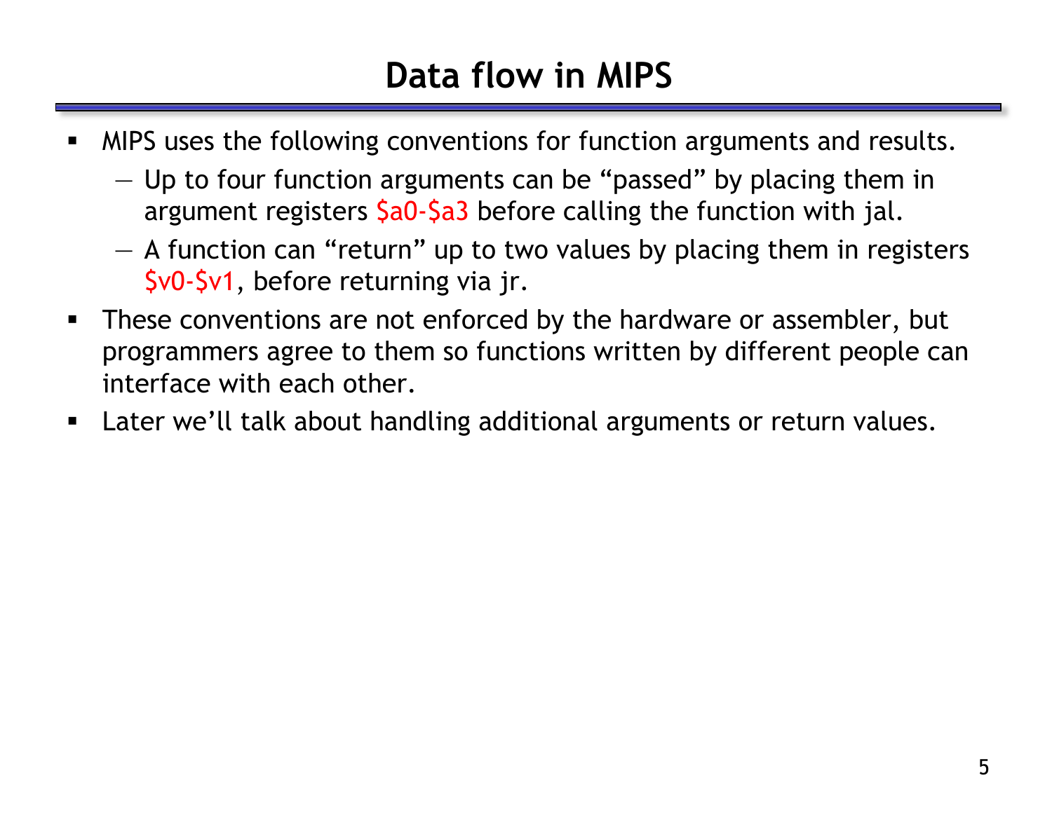# Data flow in MIPS

- MIPS uses the following conventions for function arguments and results.
  - Up to four function arguments can be "passed" by placing them in argument registers $a0-$a3 before calling the function with jal.
  - A function can "return" up to two values by placing them in registers $v0-$v1, before returning via jr.
- These conventions are not enforced by the hardware or assembler, but programmers agree to them so functions written by different people can interface with each other.
- Later we'll talk about handling additional arguments or return values.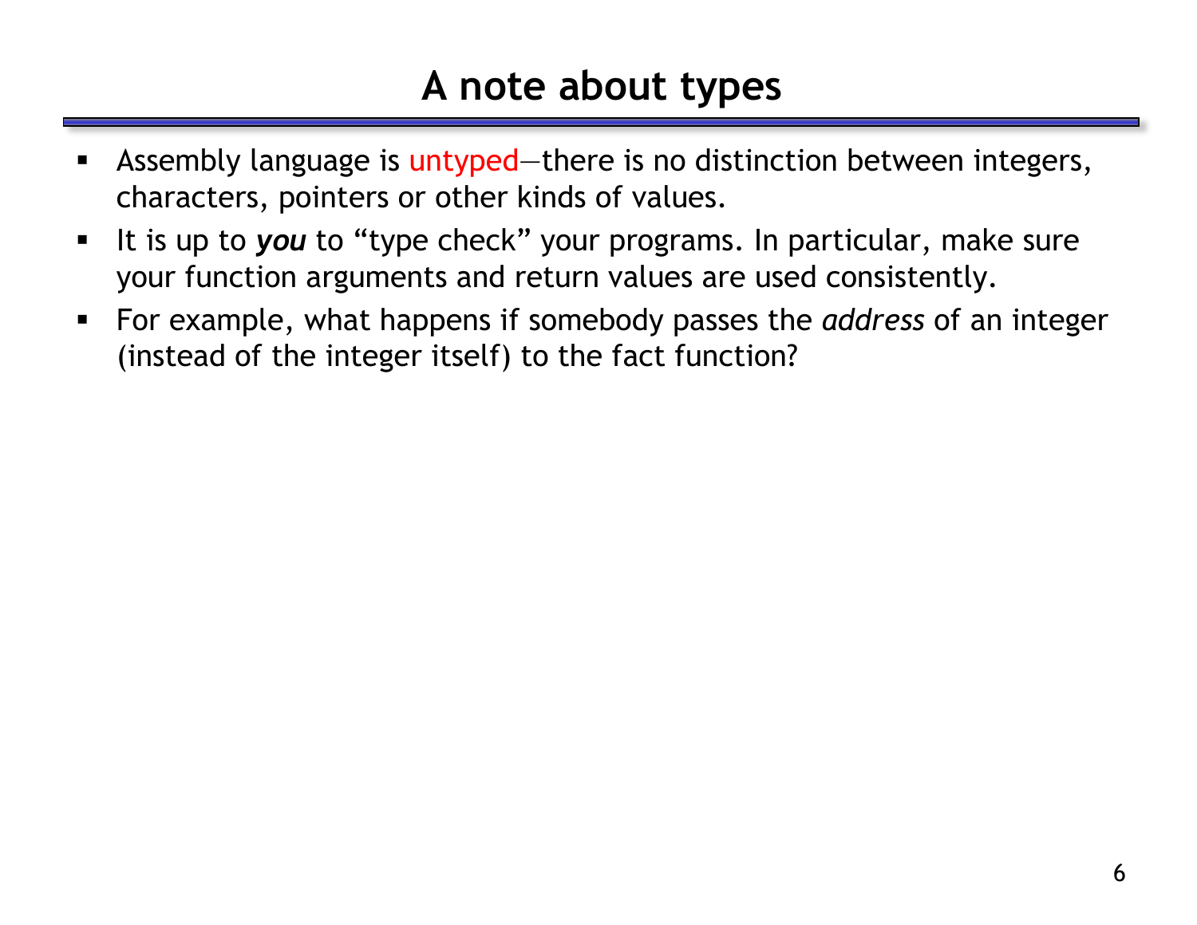# A note about types

- Assembly language is untyped—there is no distinction between integers, characters, pointers or other kinds of values.
- It is up to ***you*** to "type check" your programs. In particular, make sure your function arguments and return values are used consistently.
- For example, what happens if somebody passes the *address* of an integer (instead of the integer itself) to the fact function?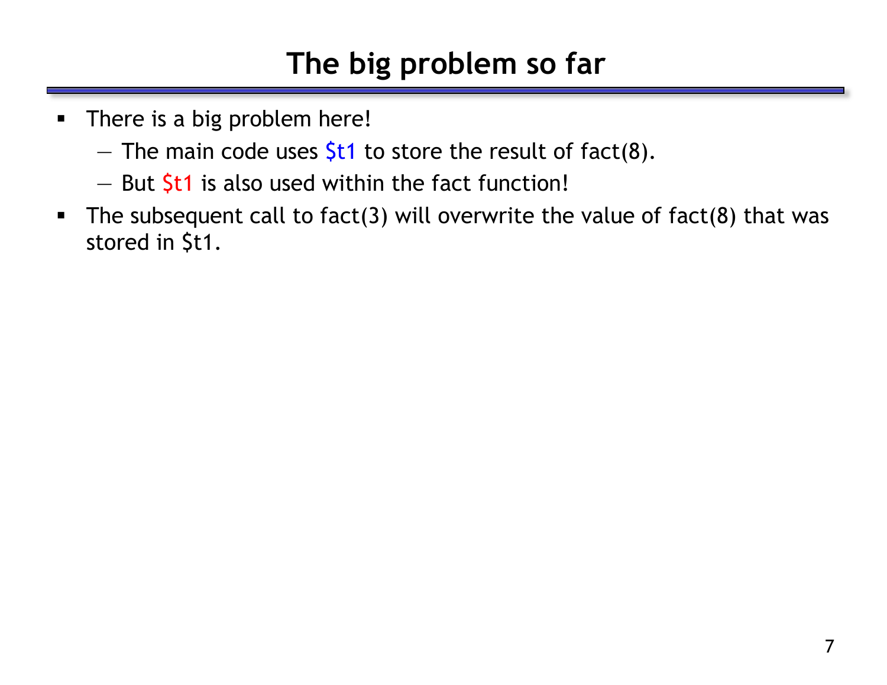# The big problem so far

- There is a big problem here!
  - The main code uses $t1 to store the result of fact(8).
  - But $t1 is also used within the fact function!
- The subsequent call to fact(3) will overwrite the value of fact(8) that was stored in $t1.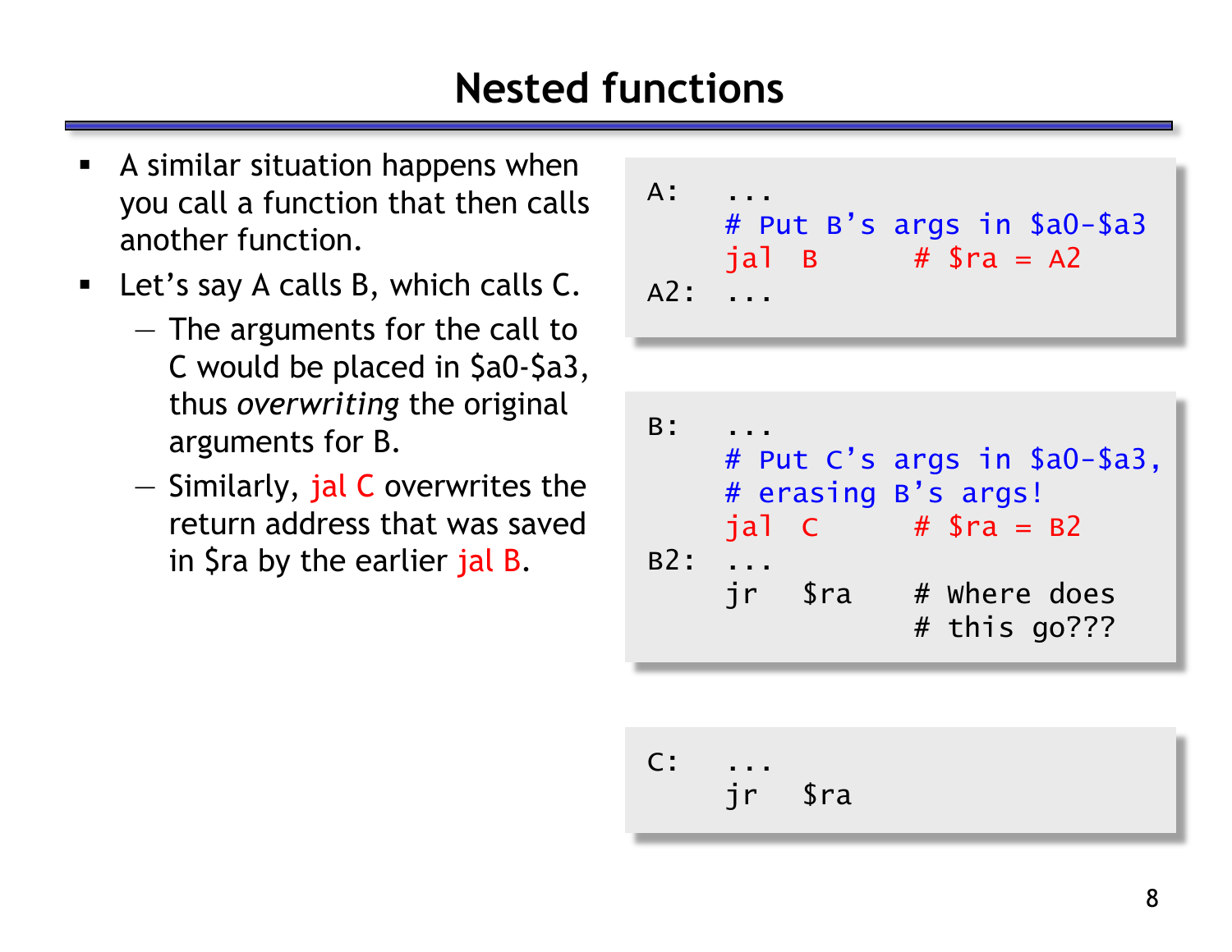# Nested functions

- A similar situation happens when you call a function that then calls another function.
- Let's say A calls B, which calls C.
  - The arguments for the call to C would be placed in $a0-$a3, thus *overwriting* the original arguments for B.
  - Similarly, jal C overwrites the return address that was saved in $ra by the earlier jal B.

```
A:    ...
      # Put B's args in $a0-$a3
      jal  B       # $ra = A2
A2:   ...
```

```
B:    ...
      # Put C's args in $a0-$a3,
      # erasing B's args!
      jal  C       # $ra = B2
B2:   ...
      jr   $ra     # Where does
                   # this go???
```

```
C:    ...
      jr   $ra
```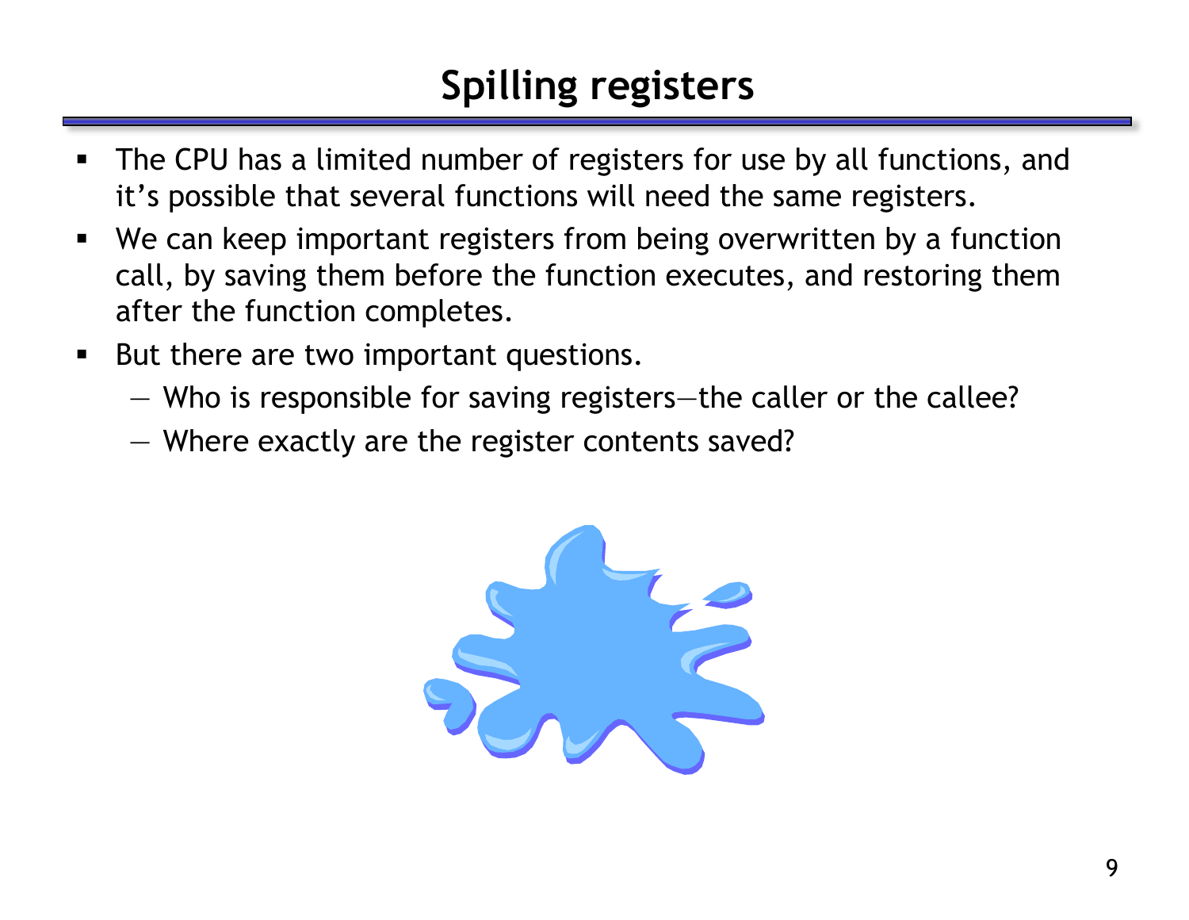# Spilling registers

- The CPU has a limited number of registers for use by all functions, and it's possible that several functions will need the same registers.
- We can keep important registers from being overwritten by a function call, by saving them before the function executes, and restoring them after the function completes.
- But there are two important questions.
  - Who is responsible for saving registers—the caller or the callee?
  - Where exactly are the register contents saved?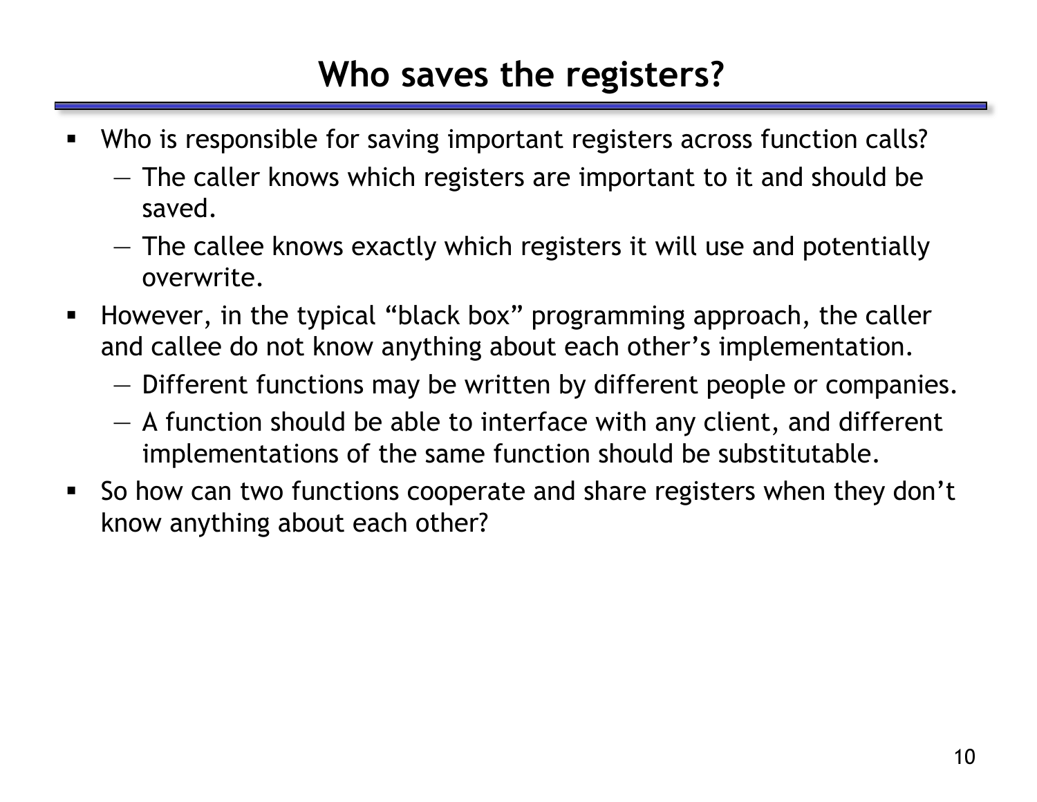# Who saves the registers?

- Who is responsible for saving important registers across function calls?
  - The caller knows which registers are important to it and should be saved.
  - The callee knows exactly which registers it will use and potentially overwrite.
- However, in the typical “black box” programming approach, the caller and callee do not know anything about each other’s implementation.
  - Different functions may be written by different people or companies.
  - A function should be able to interface with any client, and different implementations of the same function should be substitutable.
- So how can two functions cooperate and share registers when they don’t know anything about each other?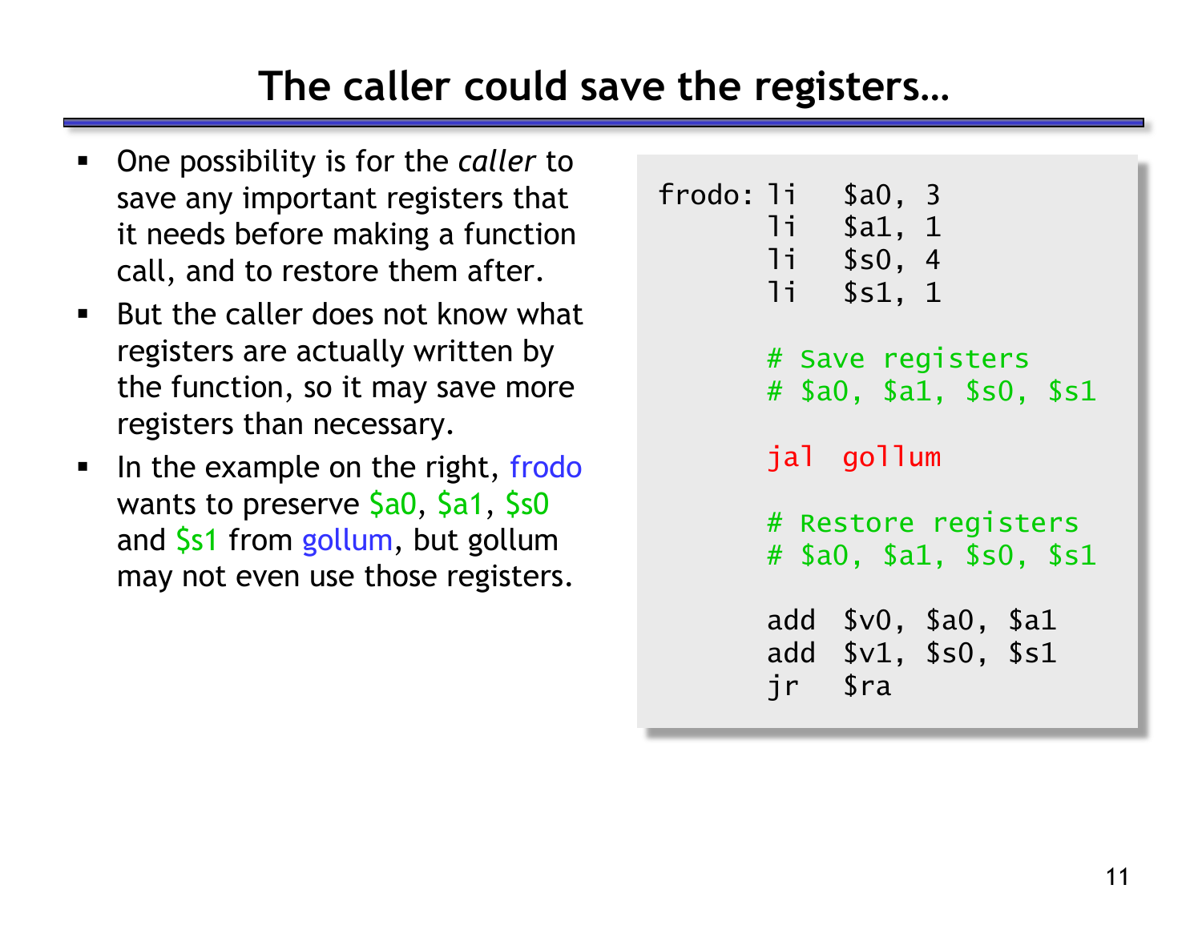# The caller could save the registers…

- One possibility is for the *caller* to save any important registers that it needs before making a function call, and to restore them after.
- But the caller does not know what registers are actually written by the function, so it may save more registers than necessary.
- In the example on the right, frodo wants to preserve $a0, $a1, $s0 and $s1 from gollum, but gollum may not even use those registers.

```
frodo: li   $a0, 3
       li   $a1, 1
       li   $s0, 4
       li   $s1, 1

       # Save registers
       # $a0, $a1, $s0, $s1

       jal  gollum

       # Restore registers
       # $a0, $a1, $s0, $s1

       add  $v0, $a0, $a1
       add  $v1, $s0, $s1
       jr   $ra
```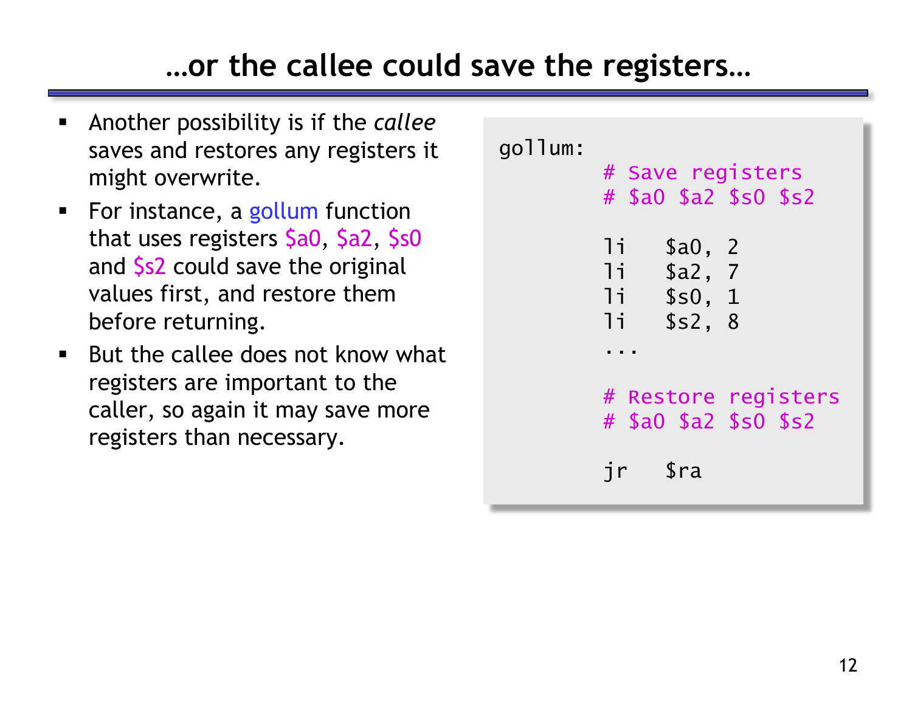# …or the callee could save the registers…

- Another possibility is if the *callee* saves and restores any registers it might overwrite.
- For instance, a gollum function that uses registers $a0, $a2, $s0 and $s2 could save the original values first, and restore them before returning.
- But the callee does not know what registers are important to the caller, so again it may save more registers than necessary.

```
gollum:
        # Save registers
        # $a0 $a2 $s0 $s2

        li   $a0, 2
        li   $a2, 7
        li   $s0, 1
        li   $s2, 8
        ...

        # Restore registers
        # $a0 $a2 $s0 $s2

        jr   $ra
```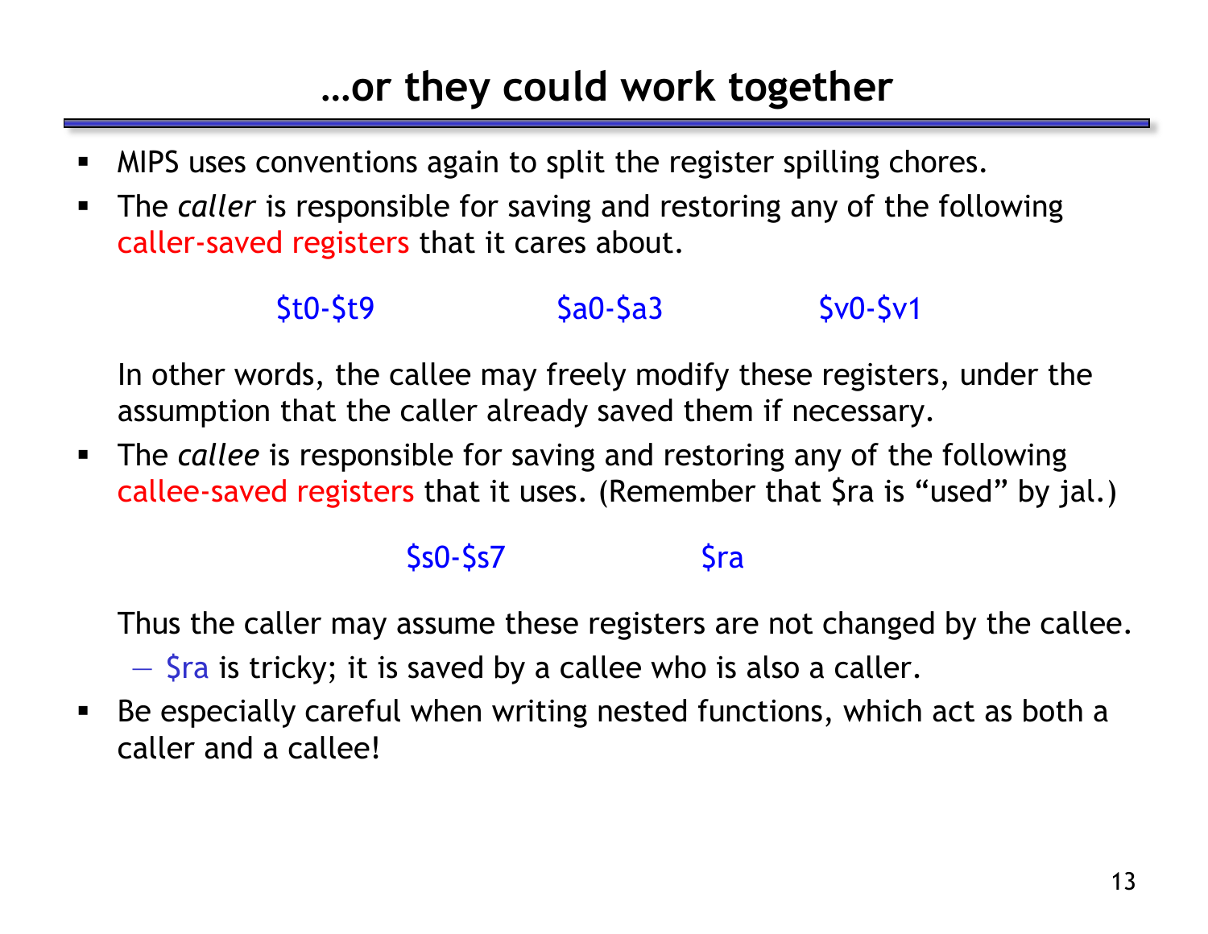# …or they could work together

- MIPS uses conventions again to split the register spilling chores.
- The *caller* is responsible for saving and restoring any of the following caller-saved registers that it cares about.

  $t0-$t9 $a0-$a3 $v0-$v1

  In other words, the callee may freely modify these registers, under the assumption that the caller already saved them if necessary.
- The *callee* is responsible for saving and restoring any of the following callee-saved registers that it uses. (Remember that $ra is "used" by jal.)

  $s0-$s7 $ra

  Thus the caller may assume these registers are not changed by the callee.
  - $ra is tricky; it is saved by a callee who is also a caller.
- Be especially careful when writing nested functions, which act as both a caller and a callee!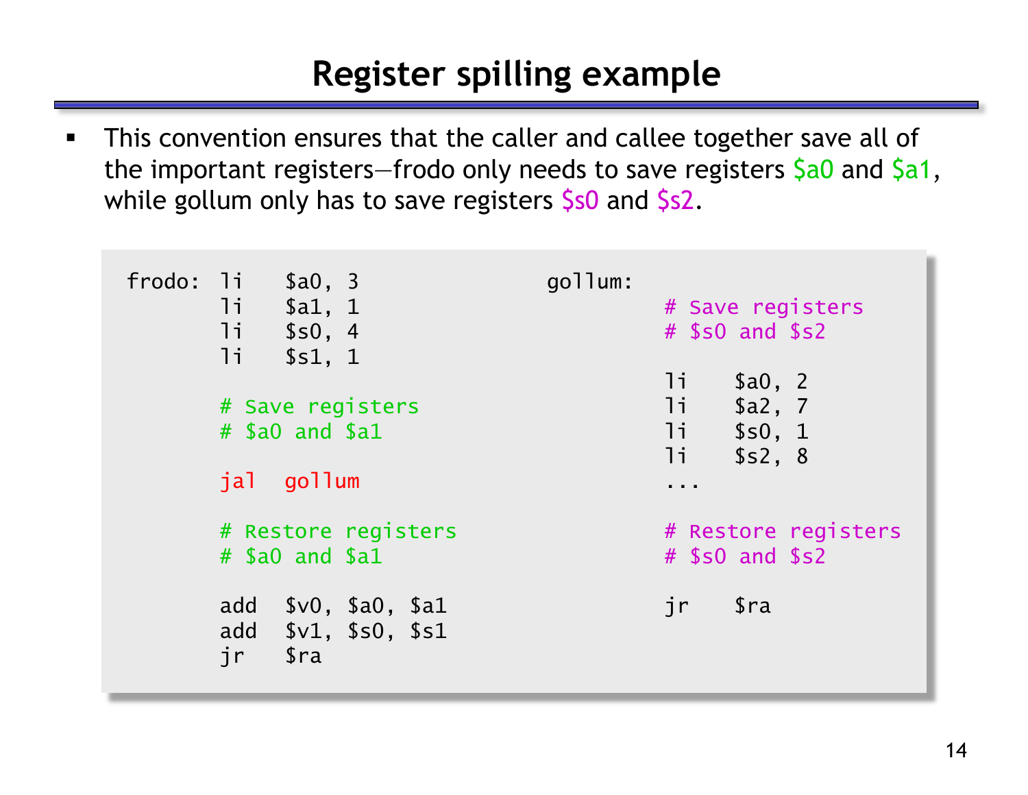# Register spilling example

- This convention ensures that the caller and callee together save all of the important registers—frodo only needs to save registers $a0 and $a1, while gollum only has to save registers $s0 and $s2.

```
frodo:  li    $a0, 3
        li    $a1, 1
        li    $s0, 4
        li    $s1, 1

        # Save registers
        # $a0 and $a1

        jal   gollum

        # Restore registers
        # $a0 and $a1

        add   $v0, $a0, $a1
        add   $v1, $s0, $s1
        jr    $ra
```

```
gollum:
        # Save registers
        # $s0 and $s2

        li    $a0, 2
        li    $a2, 7
        li    $s0, 1
        li    $s2, 8
        ...

        # Restore registers
        # $s0 and $s2

        jr    $ra
```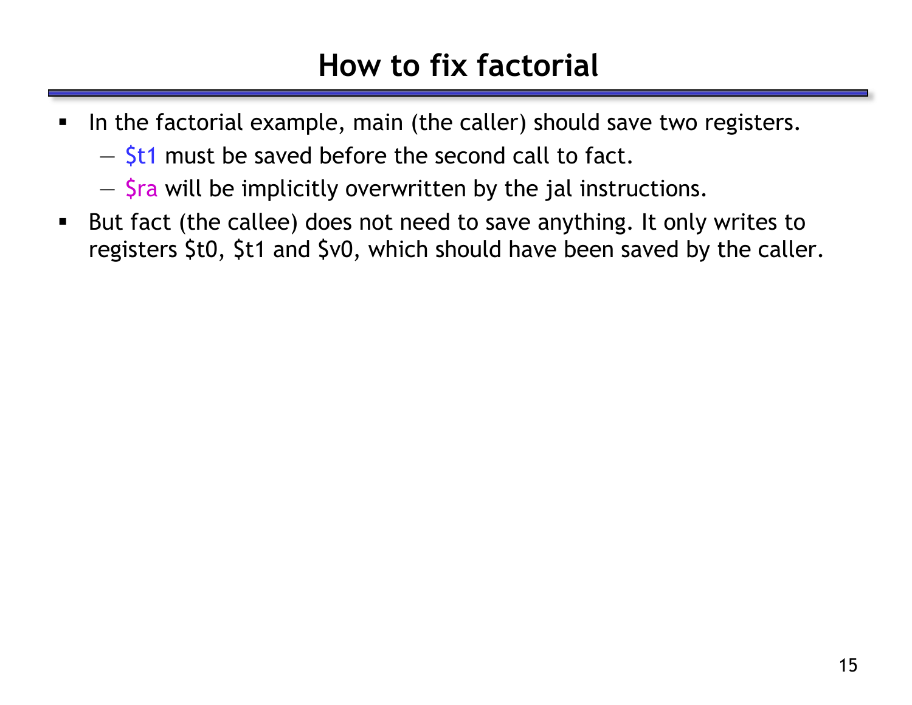# How to fix factorial

- In the factorial example, main (the caller) should save two registers.
  - $t1 must be saved before the second call to fact.
  - $ra will be implicitly overwritten by the jal instructions.
- But fact (the callee) does not need to save anything. It only writes to registers $t0, $t1 and $v0, which should have been saved by the caller.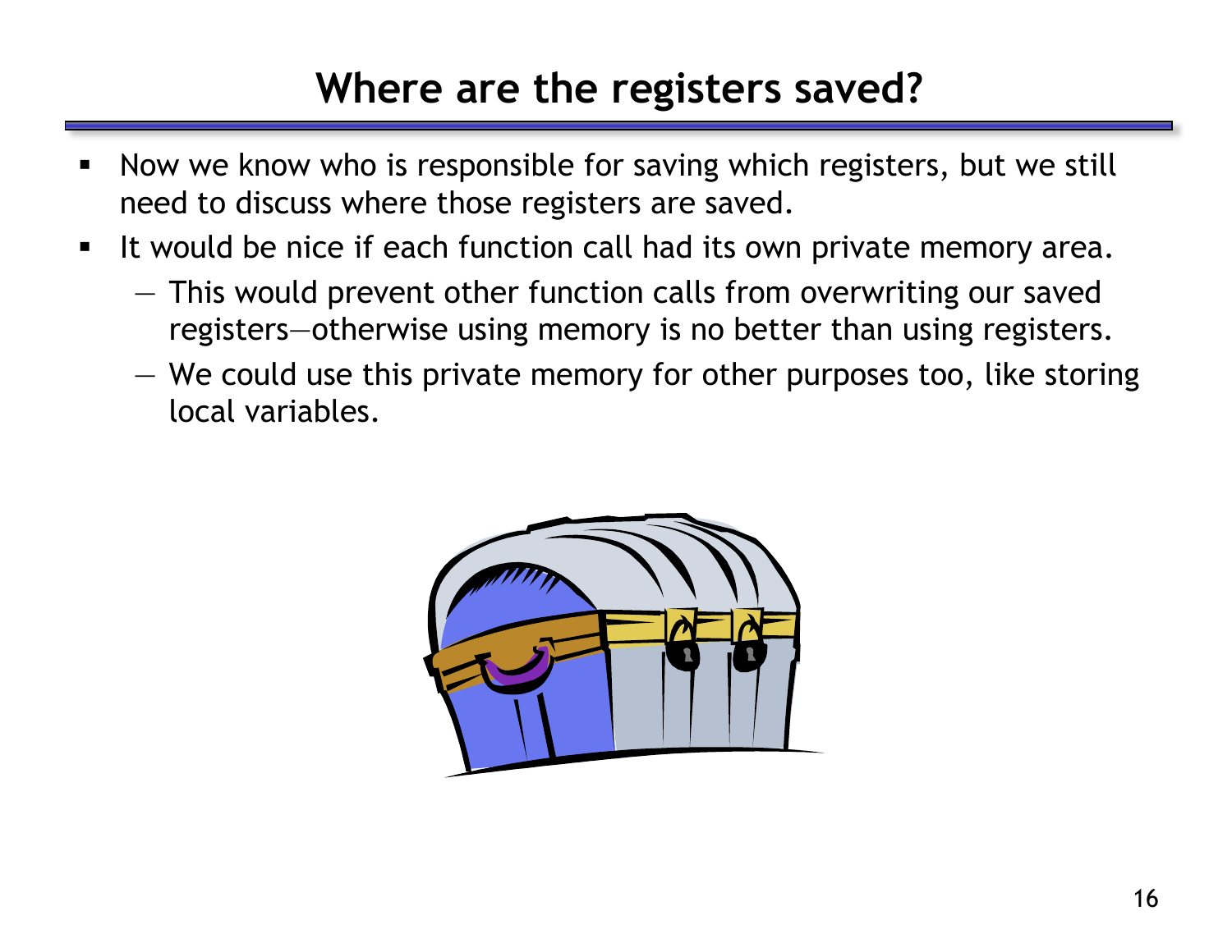# Where are the registers saved?

- Now we know who is responsible for saving which registers, but we still need to discuss where those registers are saved.
- It would be nice if each function call had its own private memory area.
  - This would prevent other function calls from overwriting our saved registers—otherwise using memory is no better than using registers.
  - We could use this private memory for other purposes too, like storing local variables.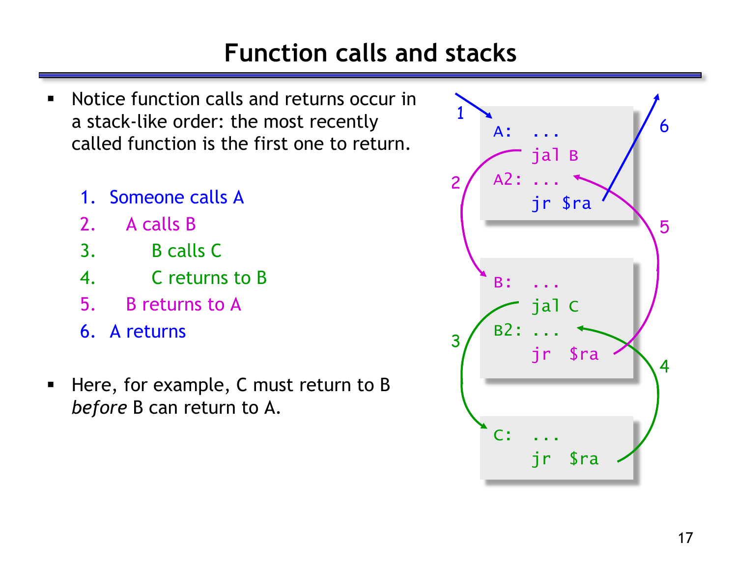# Function calls and stacks

- Notice function calls and returns occur in a stack-like order: the most recently called function is the first one to return.

  1. Someone calls A
  2. A calls B
  3. B calls C
  4. C returns to B
  5. B returns to A
  6. A returns

- Here, for example, C must return to B *before* B can return to A.

```
A:  ...
    jal B
A2: ...
    jr $ra

B:  ...
    jal C
B2: ...
    jr  $ra

C:  ...
    jr  $ra
```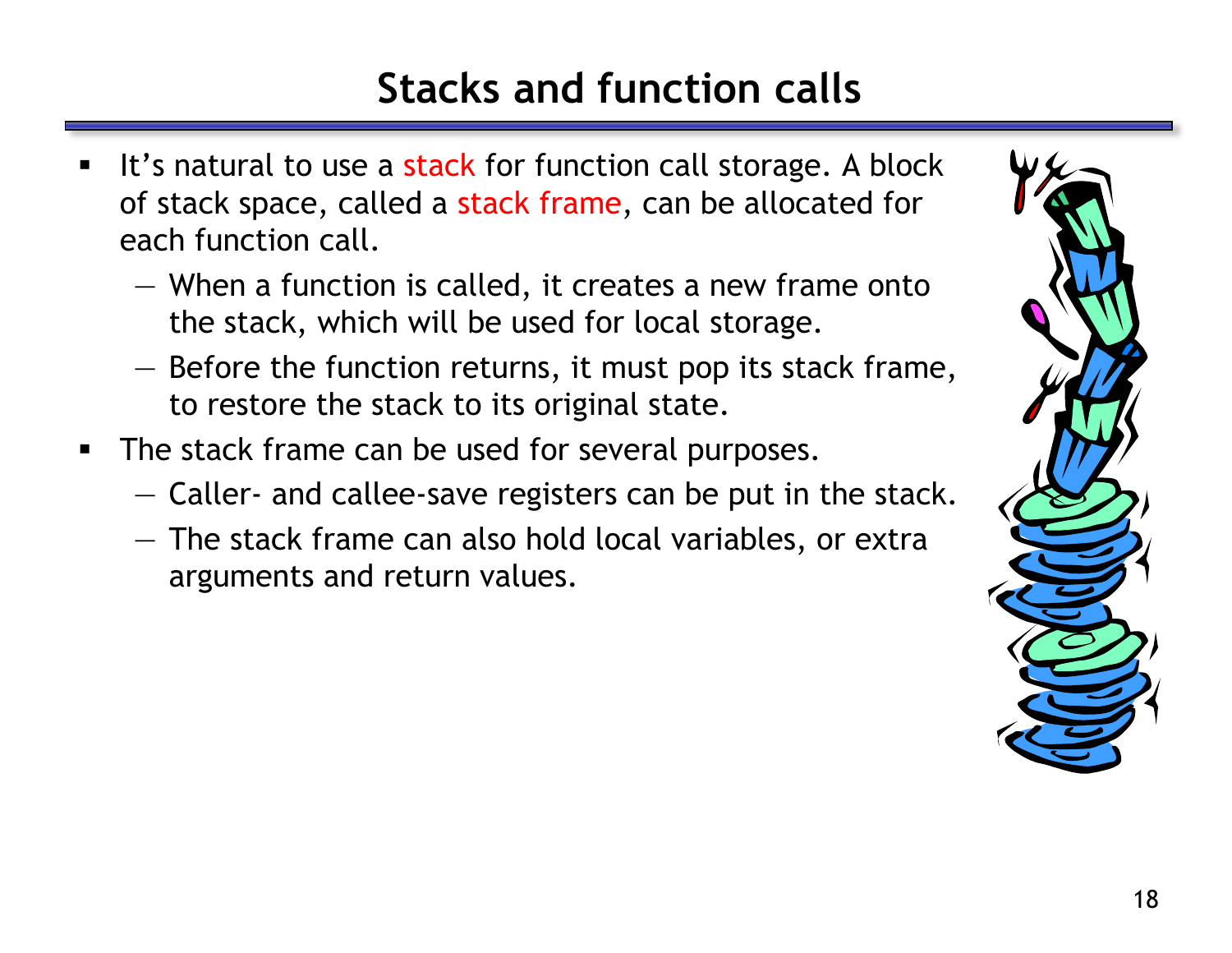# Stacks and function calls

- It's natural to use a stack for function call storage. A block of stack space, called a stack frame, can be allocated for each function call.
  - When a function is called, it creates a new frame onto the stack, which will be used for local storage.
  - Before the function returns, it must pop its stack frame, to restore the stack to its original state.
- The stack frame can be used for several purposes.
  - Caller- and callee-save registers can be put in the stack.
  - The stack frame can also hold local variables, or extra arguments and return values.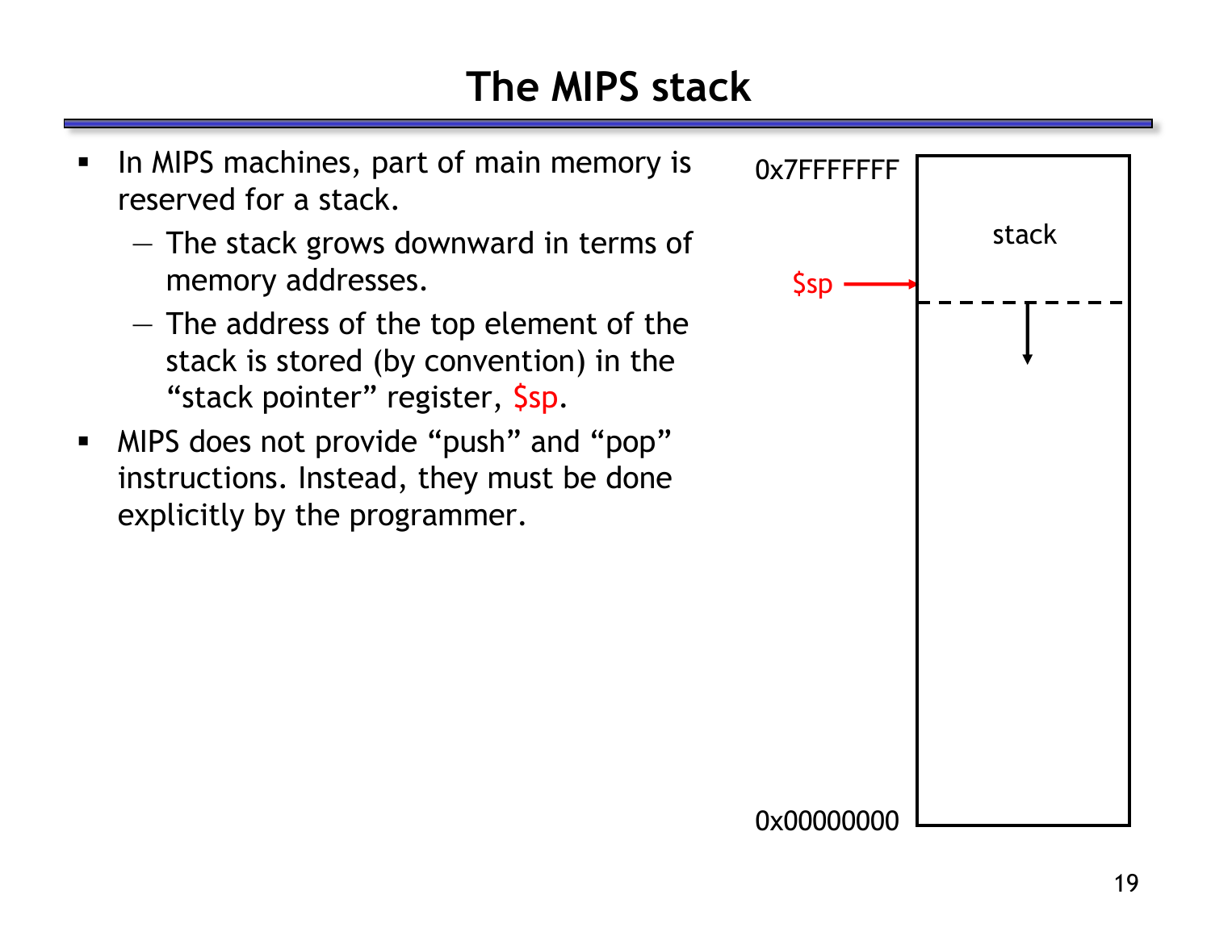# The MIPS stack

- In MIPS machines, part of main memory is reserved for a stack.
  - The stack grows downward in terms of memory addresses.
  - The address of the top element of the stack is stored (by convention) in the "stack pointer" register, $sp.
- MIPS does not provide "push" and "pop" instructions. Instead, they must be done explicitly by the programmer.

0x7FFFFFFF

stack

$sp

0x00000000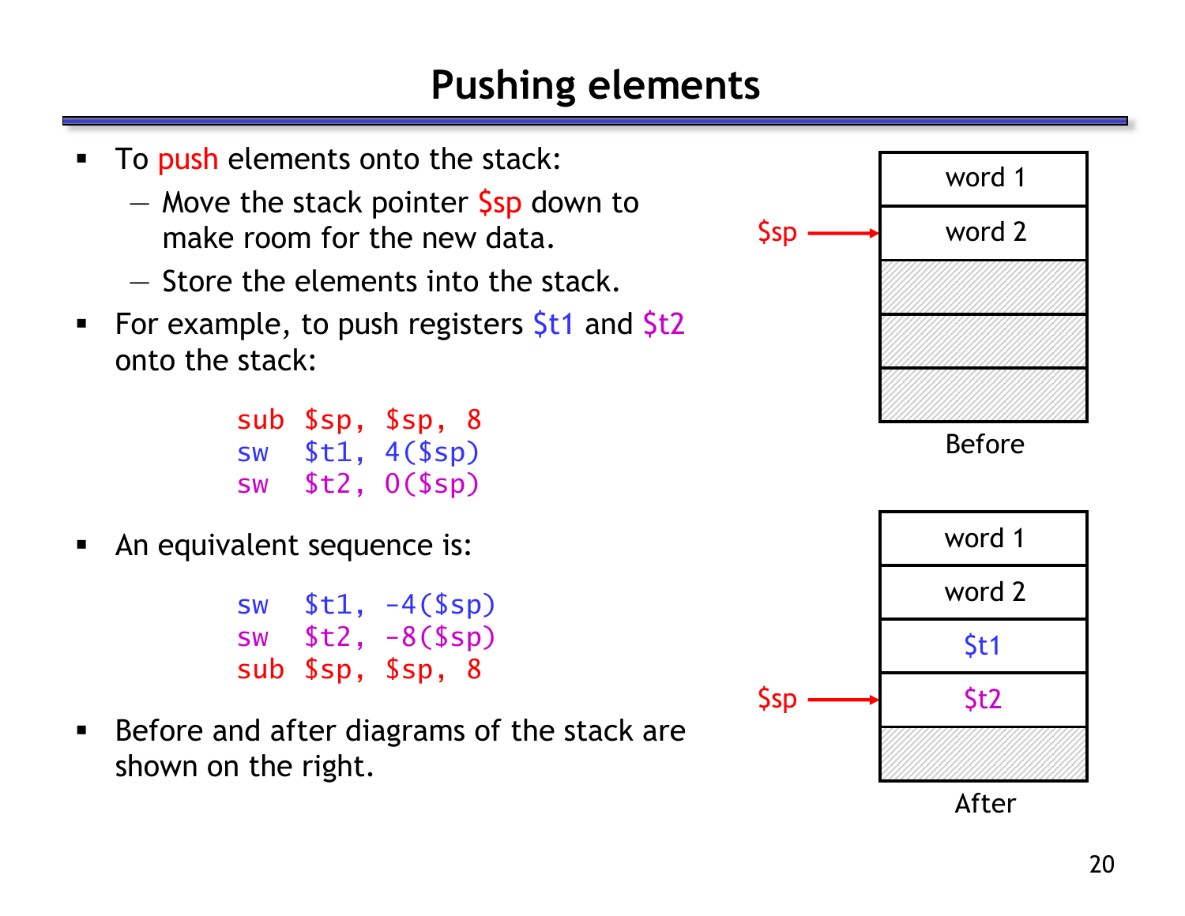# Pushing elements

- To push elements onto the stack:
  - Move the stack pointer $sp down to make room for the new data.
  - Store the elements into the stack.
- For example, to push registers $t1 and $t2 onto the stack:

```
sub $sp, $sp, 8
sw  $t1, 4($sp)
sw  $t2, 0($sp)
```

- An equivalent sequence is:

```
sw  $t1, -4($sp)
sw  $t2, -8($sp)
sub $sp, $sp, 8
```

- Before and after diagrams of the stack are shown on the right.

**Before**

| Stack |
|---|
| word 1 |
| word 2 ← $sp |
| |
| |
| |

**After**

| Stack |
|---|
| word 1 |
| word 2 |
| $t1 |
| $t2 ← $sp |
| |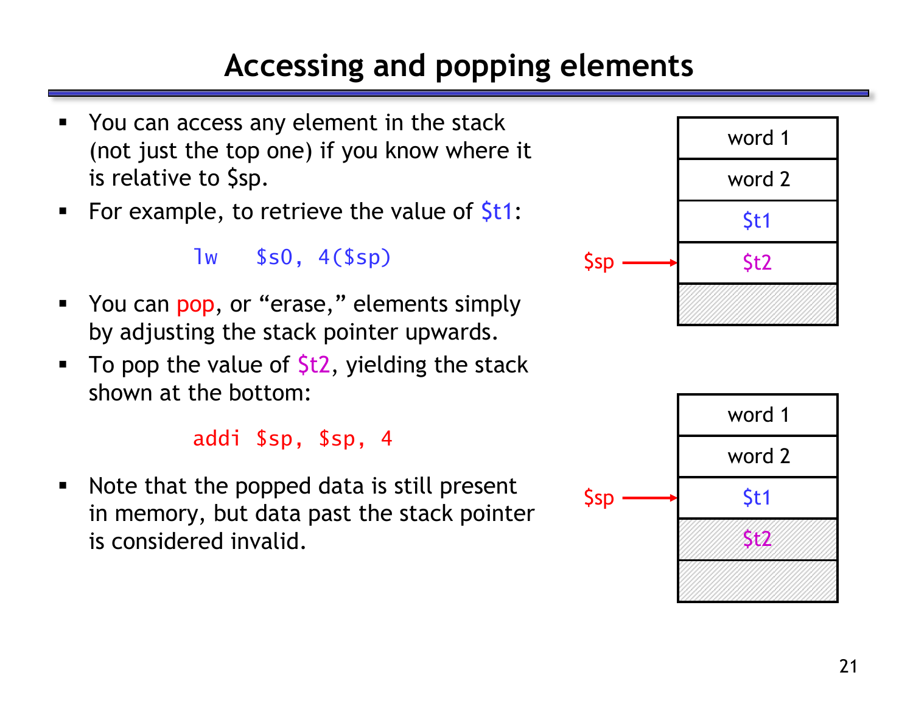# Accessing and popping elements

- You can access any element in the stack (not just the top one) if you know where it is relative to $sp.
- For example, to retrieve the value of $t1:

```
lw   $s0, 4($sp)
```

- You can pop, or "erase," elements simply by adjusting the stack pointer upwards.
- To pop the value of $t2, yielding the stack shown at the bottom:

```
addi $sp, $sp, 4
```

- Note that the popped data is still present in memory, but data past the stack pointer is considered invalid.

| Stack (before) |
|---|
| word 1 |
| word 2 |
| $t1 |
| $t2 ← $sp |
| |

| Stack (after) |
|---|
| word 1 |
| word 2 |
| $t1 ← $sp |
| $t2 |
| |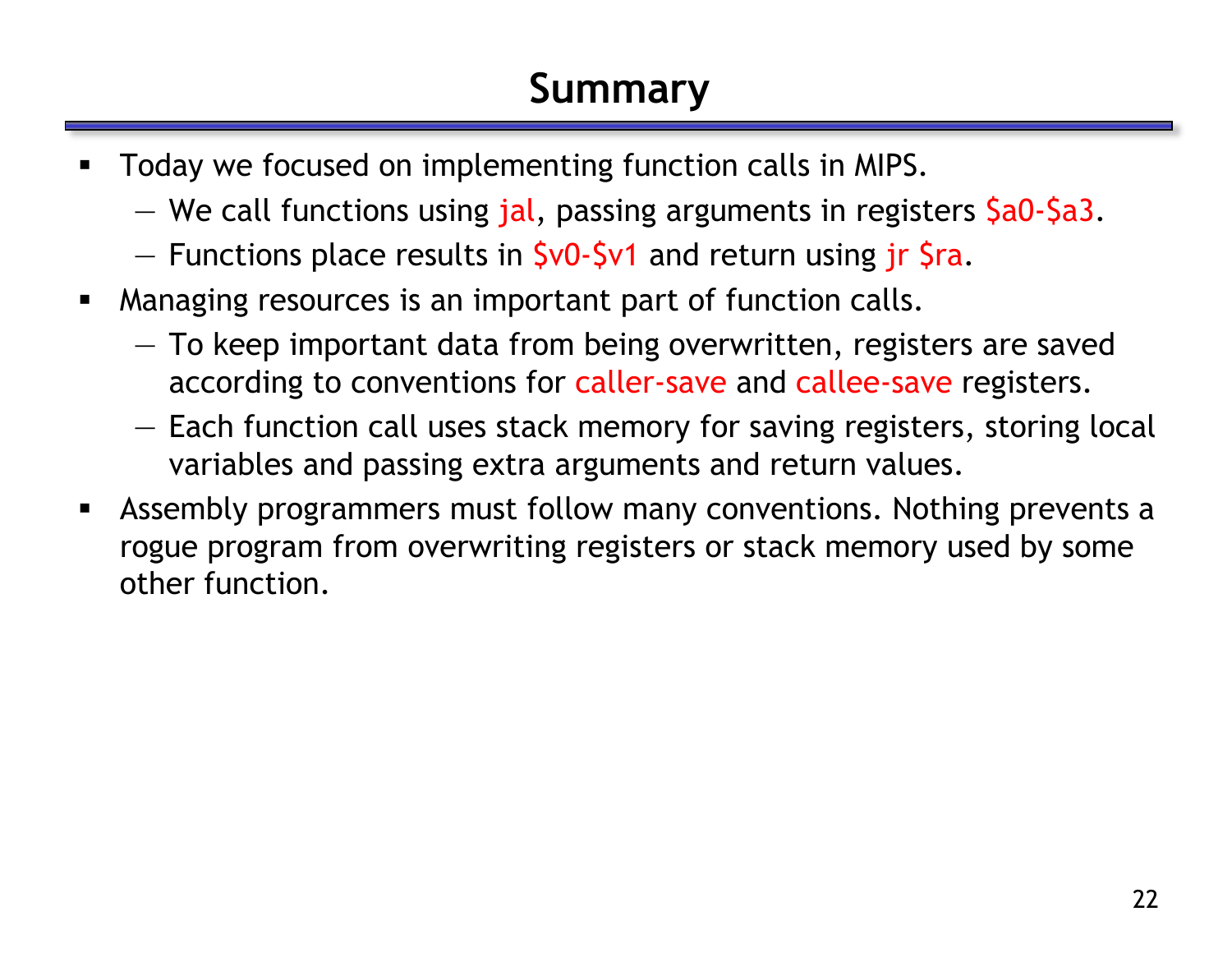# Summary

- Today we focused on implementing function calls in MIPS.
  - We call functions using jal, passing arguments in registers $a0-$a3.
  - Functions place results in $v0-$v1 and return using jr $ra.
- Managing resources is an important part of function calls.
  - To keep important data from being overwritten, registers are saved according to conventions for caller-save and callee-save registers.
  - Each function call uses stack memory for saving registers, storing local variables and passing extra arguments and return values.
- Assembly programmers must follow many conventions. Nothing prevents a rogue program from overwriting registers or stack memory used by some other function.